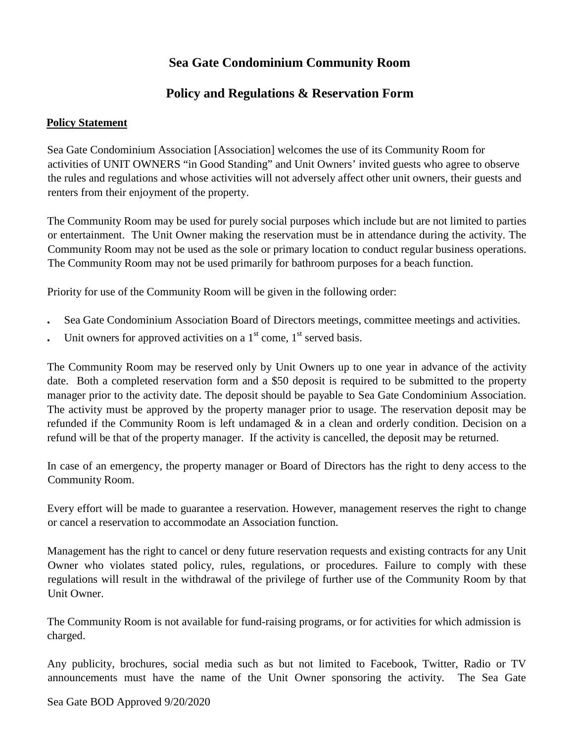# Sea Gate Condominium Community Room

## Policy and Regulations & Reservation Form

**Policy Statement**

Sea Gate Condominium Association [Association] welcomes the use of its Community Room for activities of UNIT OWNERS "in Good Standing" and Unit Owners' invited guests who agree to observe the rules and regulations and whose activities will not adversely affect other unit owners, their guests and renters from their enjoyment of the property.

The Community Room may be used for purely social purposes which include but are not limited to parties or entertainment. The Unit Owner making the reservation must be in attendance during the activity. The Community Room may not be used as the sole or primary location to conduct regular business operations. The Community Room may not be used primarily for bathroom purposes for a beach function.

Priority for use of the Community Room will be given in the following order:

- Sea Gate Condominium Association Board of Directors meetings, committee meetings and activities.
- Unit owners for approved activities on a 1st come, 1st served basis.

The Community Room may be reserved only by Unit Owners up to one year in advance of the activity date. Both a completed reservation form and a $50 deposit is required to be submitted to the property manager prior to the activity date. The deposit should be payable to Sea Gate Condominium Association. The activity must be approved by the property manager prior to usage. The reservation deposit may be refunded if the Community Room is left undamaged & in a clean and orderly condition. Decision on a refund will be that of the property manager. If the activity is cancelled, the deposit may be returned.

In case of an emergency, the property manager or Board of Directors has the right to deny access to the Community Room.

Every effort will be made to guarantee a reservation. However, management reserves the right to change or cancel a reservation to accommodate an Association function.

Management has the right to cancel or deny future reservation requests and existing contracts for any Unit Owner who violates stated policy, rules, regulations, or procedures. Failure to comply with these regulations will result in the withdrawal of the privilege of further use of the Community Room by that Unit Owner.

The Community Room is not available for fund-raising programs, or for activities for which admission is charged.

Any publicity, brochures, social media such as but not limited to Facebook, Twitter, Radio or TV announcements must have the name of the Unit Owner sponsoring the activity. The Sea Gate

Sea Gate BOD Approved 9/20/2020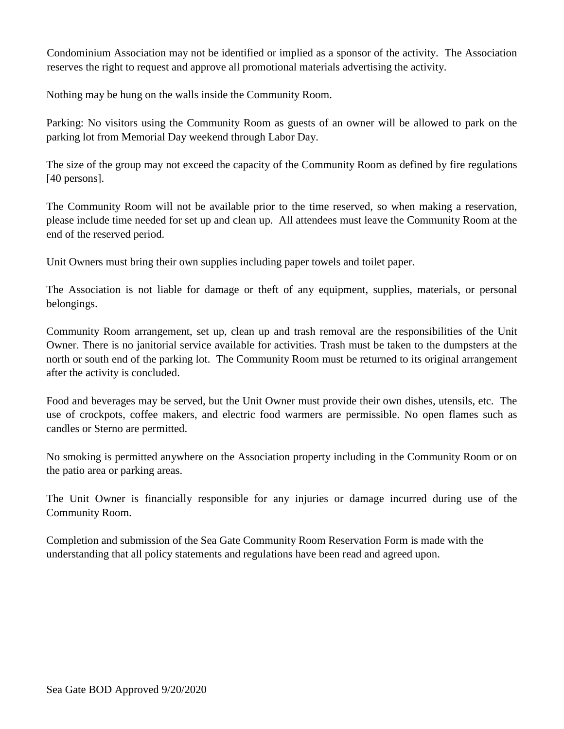Condominium Association may not be identified or implied as a sponsor of the activity. The Association reserves the right to request and approve all promotional materials advertising the activity.

Nothing may be hung on the walls inside the Community Room.

Parking: No visitors using the Community Room as guests of an owner will be allowed to park on the parking lot from Memorial Day weekend through Labor Day.

The size of the group may not exceed the capacity of the Community Room as defined by fire regulations [40 persons].

The Community Room will not be available prior to the time reserved, so when making a reservation, please include time needed for set up and clean up. All attendees must leave the Community Room at the end of the reserved period.

Unit Owners must bring their own supplies including paper towels and toilet paper.

The Association is not liable for damage or theft of any equipment, supplies, materials, or personal belongings.

Community Room arrangement, set up, clean up and trash removal are the responsibilities of the Unit Owner. There is no janitorial service available for activities. Trash must be taken to the dumpsters at the north or south end of the parking lot. The Community Room must be returned to its original arrangement after the activity is concluded.

Food and beverages may be served, but the Unit Owner must provide their own dishes, utensils, etc. The use of crockpots, coffee makers, and electric food warmers are permissible. No open flames such as candles or Sterno are permitted.

No smoking is permitted anywhere on the Association property including in the Community Room or on the patio area or parking areas.

The Unit Owner is financially responsible for any injuries or damage incurred during use of the Community Room.

Completion and submission of the Sea Gate Community Room Reservation Form is made with the understanding that all policy statements and regulations have been read and agreed upon.

Sea Gate BOD Approved 9/20/2020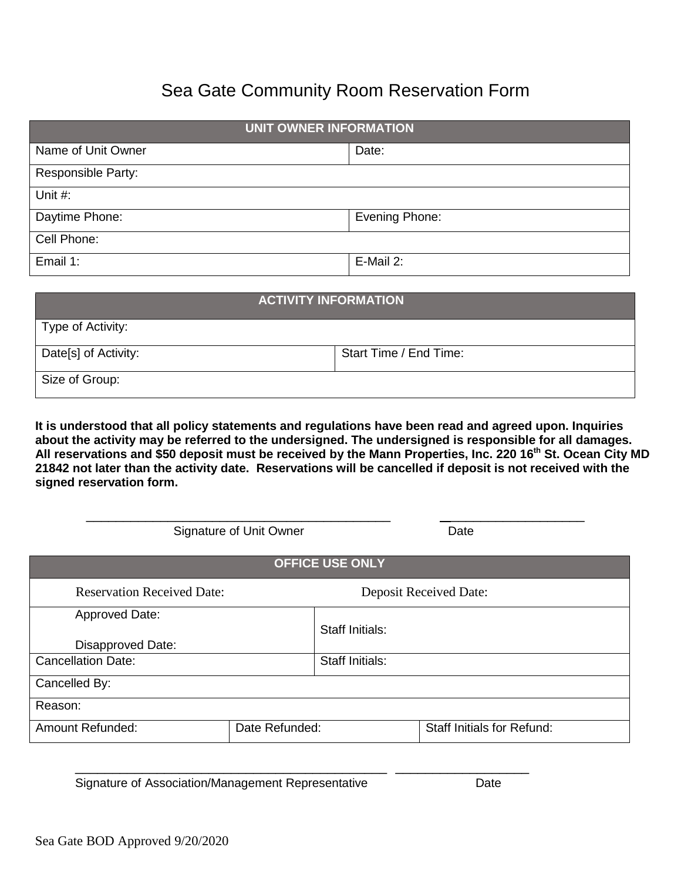# Sea Gate Community Room Reservation Form

| UNIT OWNER INFORMATION | |
|---|---|
| Name of Unit Owner | Date: |
| Responsible Party: | |
| Unit #: | |
| Daytime Phone: | Evening Phone: |
| Cell Phone: | |
| Email 1: | E-Mail 2: |

| ACTIVITY INFORMATION | |
|---|---|
| Type of Activity: | |
| Date[s] of Activity: | Start Time / End Time: |
| Size of Group: | |

**It is understood that all policy statements and regulations have been read and agreed upon. Inquiries about the activity may be referred to the undersigned. The undersigned is responsible for all damages. All reservations and $50 deposit must be received by the Mann Properties, Inc. 220 16th St. Ocean City MD 21842 not later than the activity date. Reservations will be cancelled if deposit is not received with the signed reservation form.**

_______________________________________________ ____________________

Signature of Unit Owner Date

| OFFICE USE ONLY | | |
|---|---|---|
| Reservation Received Date: | Deposit Received Date: | |
| Approved Date:<br><br>Disapproved Date: | Staff Initials: | |
| Cancellation Date: | Staff Initials: | |
| Cancelled By: | | |
| Reason: | | |
| Amount Refunded: | Date Refunded: | Staff Initials for Refund: |

_______________________________________________ ____________________

Signature of Association/Management Representative Date

Sea Gate BOD Approved 9/20/2020